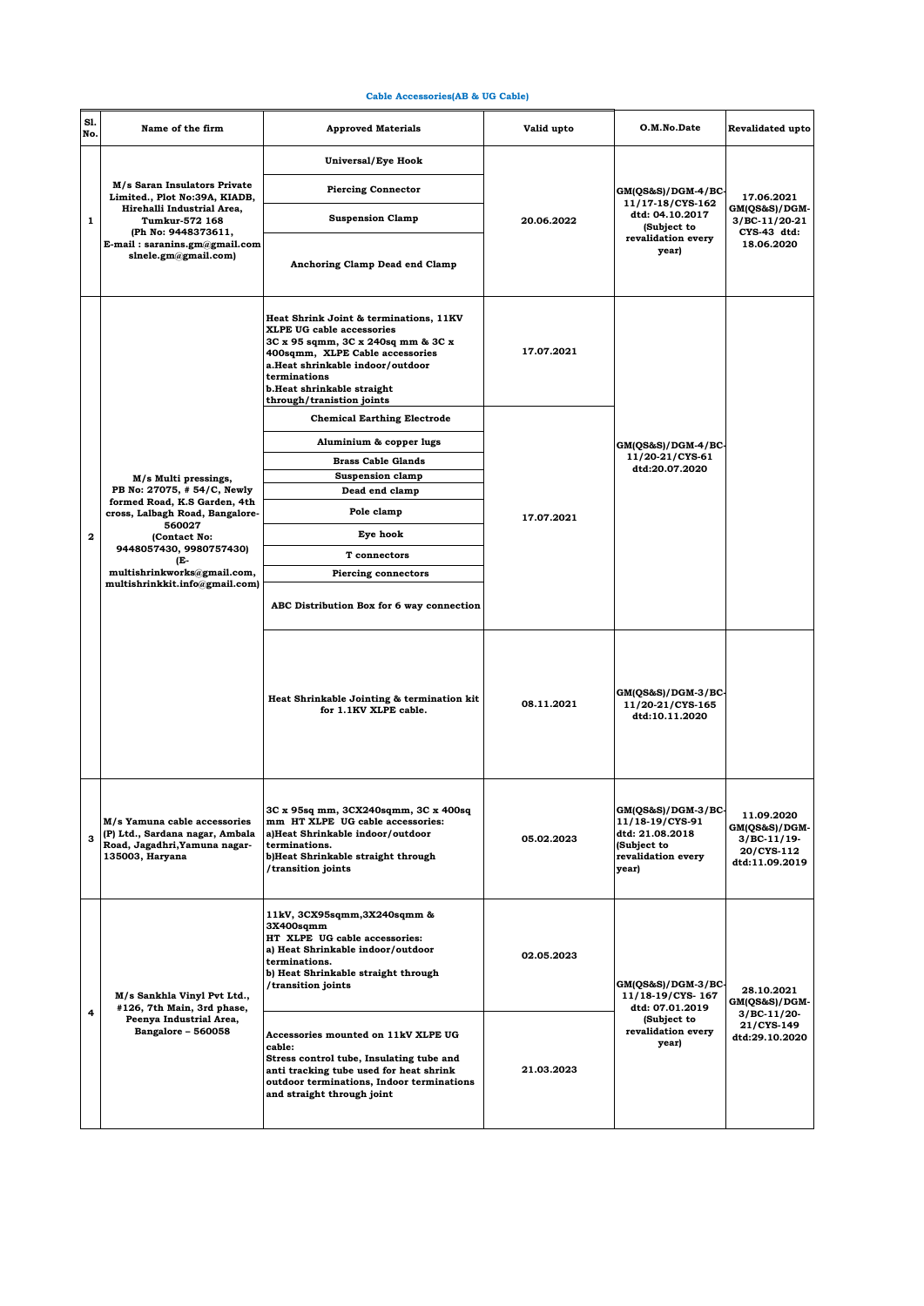## Cable Accessories(AB & UG Cable)

| Sl. No. | Name of the firm | Approved Materials | Valid upto | O.M.No.Date | Revalidated upto |
|---|---|---|---|---|---|
| 1 | M/s Saran Insulators Private Limited., Plot No:39A, KIADB, Hirehalli Industrial Area, Tumkur-572 168 (Ph No: 9448373611, E-mail : saranins.gm@gmail.com slnele.gm@gmail.com) | Universal/Eye Hook | 20.06.2022 | GM(QS&S)/DGM-4/BC-11/17-18/CYS-162 dtd: 04.10.2017 (Subject to revalidation every year) | 17.06.2021 GM(QS&S)/DGM-3/BC-11/20-21 CYS-43 dtd: 18.06.2020 |
| | | Piercing Connector | | | |
| | | Suspension Clamp | | | |
| | | Anchoring Clamp Dead end Clamp | | | |
| 2 | M/s Multi pressings, PB No: 27075, # 54/C, Newly formed Road, K.S Garden, 4th cross, Lalbagh Road, Bangalore-560027 (Contact No: 9448057430, 9980757430) (E-multishrinkworks@gmail.com, multishrinkkit.info@gmail.com) | Heat Shrink Joint & terminations, 11KV XLPE UG cable accessories 3C x 95 sqmm, 3C x 240sq mm & 3C x 400sqmm, XLPE Cable accessories a.Heat shrinkable indoor/outdoor terminations b.Heat shrinkable straight through/tranistion joints | 17.07.2021 | GM(QS&S)/DGM-4/BC-11/20-21/CYS-61 dtd:20.07.2020 | |
| | | Chemical Earthing Electrode | 17.07.2021 | | |
| | | Aluminium & copper lugs | | | |
| | | Brass Cable Glands | | | |
| | | Suspension clamp | | | |
| | | Dead end clamp | | | |
| | | Pole clamp | | | |
| | | Eye hook | | | |
| | | T connectors | | | |
| | | Piercing connectors | | | |
| | | ABC Distribution Box for 6 way connection | | | |
| | | Heat Shrinkable Jointing & termination kit for 1.1KV XLPE cable. | 08.11.2021 | GM(QS&S)/DGM-3/BC-11/20-21/CYS-165 dtd:10.11.2020 | |
| 3 | M/s Yamuna cable accessories (P) Ltd., Sardana nagar, Ambala Road, Jagadhri,Yamuna nagar-135003, Haryana | 3C x 95sq mm, 3CX240sqmm, 3C x 400sq mm HT XLPE UG cable accessories: a)Heat Shrinkable indoor/outdoor terminations. b)Heat Shrinkable straight through /transition joints | 05.02.2023 | GM(QS&S)/DGM-3/BC-11/18-19/CYS-91 dtd: 21.08.2018 (Subject to revalidation every year) | 11.09.2020 GM(QS&S)/DGM-3/BC-11/19-20/CYS-112 dtd:11.09.2019 |
| 4 | M/s Sankhla Vinyl Pvt Ltd., #126, 7th Main, 3rd phase, Peenya Industrial Area, Bangalore – 560058 | 11kV, 3CX95sqmm,3X240sqmm & 3X400sqmm HT XLPE UG cable accessories: a) Heat Shrinkable indoor/outdoor terminations. b) Heat Shrinkable straight through /transition joints | 02.05.2023 | GM(QS&S)/DGM-3/BC-11/18-19/CYS- 167 dtd: 07.01.2019 (Subject to revalidation every year) | 28.10.2021 GM(QS&S)/DGM-3/BC-11/20-21/CYS-149 dtd:29.10.2020 |
| | | Accessories mounted on 11kV XLPE UG cable: Stress control tube, Insulating tube and anti tracking tube used for heat shrink outdoor terminations, Indoor terminations and straight through joint | 21.03.2023 | | |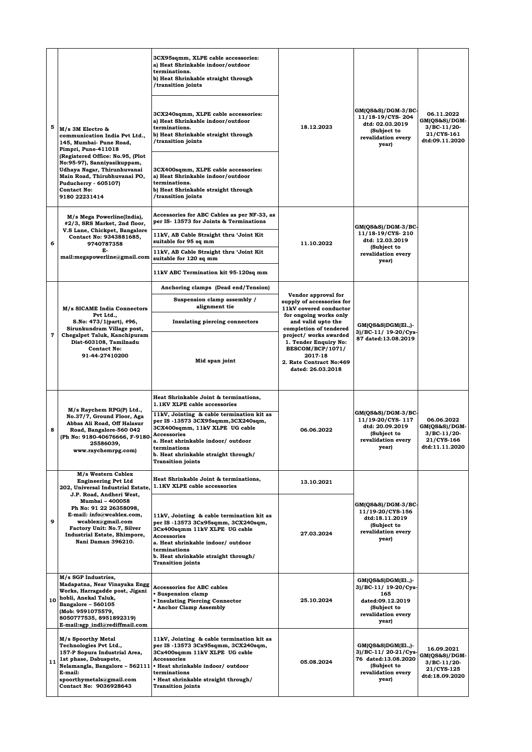| 5 | M/s 3M Electro & communication India Pvt Ltd., 145, Mumbai- Pune Road, Pimpri, Pune-411018 (Registered Office: No.95, (Plot No:95-97), Sanniyasikuppam, Udhaya Nagar, Thirunhuvanai Main Road, Thirubhuvanai PO, Puducherry - 605107) Contact No: 9180 22231414 | 3CX95sqmm, XLPE cable accessories: a) Heat Shrinkable indoor/outdoor terminations. b) Heat Shrinkable straight through /transition joints<br><br>3CX240sqmm, XLPE cable accessories: a) Heat Shrinkable indoor/outdoor terminations. b) Heat Shrinkable straight through /transition joints<br><br>3CX400sqmm, XLPE cable accessories: a) Heat Shrinkable indoor/outdoor terminations. b) Heat Shrinkable straight through /transition joints | 18.12.2023 | GM(QS&S)/DGM-3/BC-11/18-19/CYS- 204 dtd: 02.03.2019 (Subject to revalidation every year) | 06.11.2022 GM(QS&S)/DGM-3/BC-11/20-21/CYS-161 dtd:09.11.2020 |
|---|---|---|---|---|---|
| 6 | M/s Mega Powerline(India), #2/3, SRS Market, 2nd floor, V.S Lane, Chickpet, Bangalore Contact No: 9343881685, 9740787358 E-mail:megapowerline@gmail.com | Accessories for ABC Cables as per NF-33, as per IS- 13573 for Joints & Terminations<br><br>11kV, AB Cable Straight thru 'Joint Kit suitable for 95 sq mm<br><br>11kV, AB Cable Straight thru 'Joint Kit suitable for 120 sq mm<br><br>11kV ABC Termination kit 95-120sq mm | 11.10.2022 | GM(QS&S)/DGM-3/BC-11/18-19/CYS- 210 dtd: 12.03.2019 (Subject to revalidation every year) | |
| 7 | M/s SICAME India Connectors Pvt Ltd., S.No: 473/1(part), #96, Sirunkundram Village post, Chegalpet Taluk, Kanchipuram Dist-603108, Tamilnadu Contact No: 91-44-27410200 | Anchoring clamps (Dead end/Tension)<br><br>Suspension clamp assembly / alignment tie<br><br>Insulating piercing connectors<br><br>Mid span joint | Vendor approval for supply of accessories for 11kV covered conductor for ongoing works only and valid upto the completion of tendered project/ works awarded 1. Tender Enquiry No: BESCOM/BCP/1071/ 2017-18 2. Rate Contract No:469 dated: 26.03.2018 | GM(QS&S)DGM(El.,)-3)/BC-11/ 19-20/Cys-87 dated:13.08.2019 | |
| 8 | M/s Raychem RPG(P) Ltd., No.37/7, Ground Floor, Aga Abbas Ali Road, Off Halasur Road, Bangalore-560 042 (Ph No: 9180-40676666, F-9180-25586039, www.raychemrpg.com) | Heat Shrinkable Joint & terminations, 1.1KV XLPE cable accessories<br><br>11kV, Jointing & cable termination kit as per IS -13573 3CX95sqmm,3CX240sqm, 3CX400sqmm, 11kV XLPE UG cable Accessories a. Heat shrinkable indoor/ outdoor terminations b. Heat shrinkable straight through/ Transition joints | 06.06.2022 | GM(QS&S)/DGM-3/BC-11/19-20/CYS- 117 dtd: 20.09.2019 (Subject to revalidation every year) | 06.06.2022 GM(QS&S)/DGM-3/BC-11/20-21/CYS-166 dtd:11.11.2020 |
| 9 | M/s Western Cablex Engineering Pvt Ltd 202, Universal Industrial Estate, J.P. Road, Andheri West, Mumbai – 400058 Ph No: 91 22 26358098, E-mail: info@wcablex.com, wcablex@gmail.com Factory Unit: No.7, Silver Industrial Estate, Bhimpore, Nani Daman 396210. | Heat Shrinkable Joint & terminations, 1.1KV XLPE cable accessories | 13.10.2021 | GM(QS&S)/DGM-3/BC-11/19-20/CYS-156 dtd:18.11.2019 (Subject to revalidation every year) | |
| | | 11kV, Jointing & cable termination kit as per IS -13573 3Cx95sqmm, 3CX240sqmm, 3Cx400sqmm 11kV XLPE UG cable Accessories a. Heat shrinkable indoor/ outdoor terminations b. Heat shrinkable straight through/ Transition joints | 27.03.2024 | | |
| 10 | M/s SGP Industries, Madapatna, Near Vinayaka Engg Works, Harragadde post, Jigani hobli, Anekal Taluk, Bangalore – 560105 (Mob: 9591075579, 8050777535, 8951892319) E-mail:sgp_indl@rediffmail.com | Accessories for ABC cables<br>• Suspension clamp<br>• Insulating Piercing Connector<br>• Anchor Clamp Assembly | 25.10.2024 | GM(QS&S)DGM(El.,)-3)/BC-11/ 19-20/Cys-165 dated:09.12.2019 (Subject to revalidation every year) | |
| 11 | M/s Spoorthy Metal Technologies Pvt Ltd., 157-P Sopura Industrial Area, 1st phase, Dabuspete, Nelamangla, Bangalore – 562111 E-mail: spoorthymetals@gmail.com Contact No: 9036928643 | 11kV, Jointing & cable termination kit as per IS -13573 3Cx95sqmm, 3CX240sqm, 3Cx400sqmm 11kV XLPE UG cable Accessories<br>• Heat shrinkable indoor/ outdoor terminations<br>• Heat shrinkable straight through/ Transition joints | 05.08.2024 | GM(QS&S)DGM(El.,)-3)/BC-11/ 20-21/Cys-76 dated:13.08.2020 (Subject to revalidation every year) | 16.09.2021 GM(QS&S)/DGM-3/BC-11/20-21/CYS-125 dtd:18.09.2020 |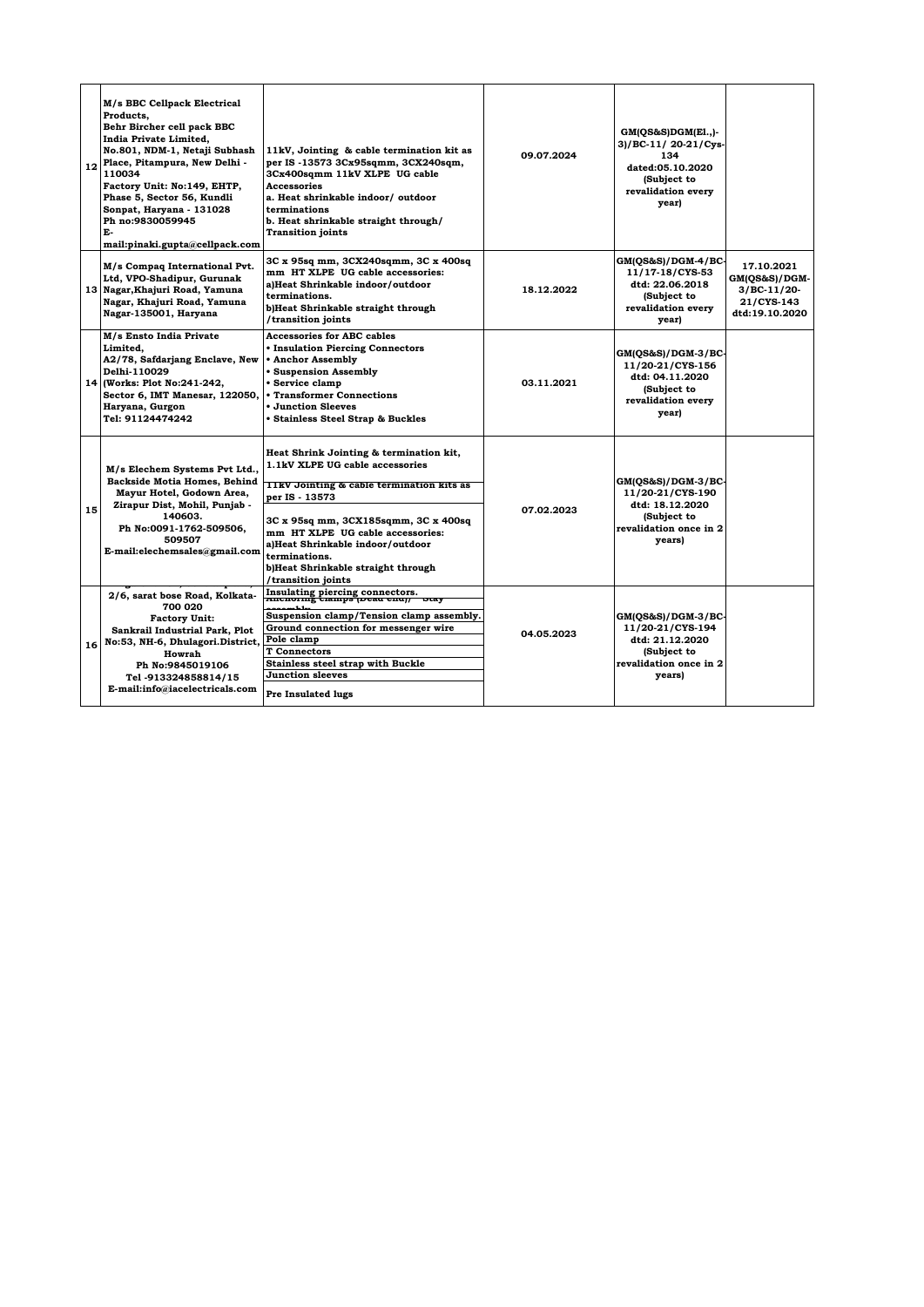| | | | | | |
|---|---|---|---|---|---|
| 12 | **M/s BBC Cellpack Electrical Products,<br>Behr Bircher cell pack BBC India Private Limited,<br>No.801, NDM-1, Netaji Subhash Place, Pitampura, New Delhi - 110034<br>Factory Unit: No:149, EHTP, Phase 5, Sector 56, Kundli Sonpat, Haryana - 131028<br>Ph no:9830059945<br>E-mail:pinaki.gupta@cellpack.com** | **11kV, Jointing & cable termination kit as per IS -13573 3Cx95sqmm, 3CX240sqm, 3Cx400sqmm 11kV XLPE UG cable Accessories<br>a. Heat shrinkable indoor/ outdoor terminations<br>b. Heat shrinkable straight through/ Transition joints** | **09.07.2024** | **GM(QS&S)DGM(El.,)-3)/BC-11/ 20-21/Cys-134 dated:05.10.2020 (Subject to revalidation every year)** | |
| 13 | **M/s Compaq International Pvt. Ltd, VPO-Shadipur, Gurunak Nagar,Khajuri Road, Yamuna Nagar, Khajuri Road, Yamuna Nagar-135001, Haryana** | **3C x 95sq mm, 3CX240sqmm, 3C x 400sq mm HT XLPE UG cable accessories:<br>a)Heat Shrinkable indoor/outdoor terminations.<br>b)Heat Shrinkable straight through /transition joints** | **18.12.2022** | **GM(QS&S)/DGM-4/BC-11/17-18/CYS-53 dtd: 22.06.2018 (Subject to revalidation every year)** | **17.10.2021 GM(QS&S)/DGM-3/BC-11/20-21/CYS-143 dtd:19.10.2020** |
| 14 | **M/s Ensto India Private Limited,<br>A2/78, Safdarjang Enclave, New Delhi-110029<br>(Works: Plot No:241-242, Sector 6, IMT Manesar, 122050, Haryana, Gurgon<br>Tel: 91124474242** | **Accessories for ABC cables<br>• Insulation Piercing Connectors<br>• Anchor Assembly<br>• Suspension Assembly<br>• Service clamp<br>• Transformer Connections<br>• Junction Sleeves<br>• Stainless Steel Strap & Buckles** | **03.11.2021** | **GM(QS&S)/DGM-3/BC-11/20-21/CYS-156 dtd: 04.11.2020 (Subject to revalidation every year)** | |
| 15 | **M/s Elechem Systems Pvt Ltd., Backside Motia Homes, Behind Mayur Hotel, Godown Area, Zirapur Dist, Mohil, Punjab - 140603.<br>Ph No:0091-1762-509506, 509507<br>E-mail:elechemsales@gmail.com** | **Heat Shrink Jointing & termination kit, 1.1kV XLPE UG cable accessories<br>11kV Jointing & cable termination kits as per IS - 13573<br>3C x 95sq mm, 3CX185sqmm, 3C x 400sq mm HT XLPE UG cable accessories:<br>a)Heat Shrinkable indoor/outdoor terminations.<br>b)Heat Shrinkable straight through /transition joints** | **07.02.2023** | **GM(QS&S)/DGM-3/BC-11/20-21/CYS-190 dtd: 18.12.2020 (Subject to revalidation once in 2 years)** | |
| 16 | **2/6, sarat bose Road, Kolkata-700 020<br>Factory Unit:<br>Sankrail Industrial Park, Plot No:53, NH-6, Dhulagori.District, Howrah<br>Ph No:9845019106<br>Tel -913324858814/15<br>E-mail:info@iacelectricals.com** | **Insulating piercing connectors.<br>Anchoring clamps (Dead end)/ Stay assembly<br>Suspension clamp/Tension clamp assembly.<br>Ground connection for messenger wire<br>Pole clamp<br>T Connectors<br>Stainless steel strap with Buckle<br>Junction sleeves<br>Pre Insulated lugs** | **04.05.2023** | **GM(QS&S)/DGM-3/BC-11/20-21/CYS-194 dtd: 21.12.2020 (Subject to revalidation once in 2 years)** | |